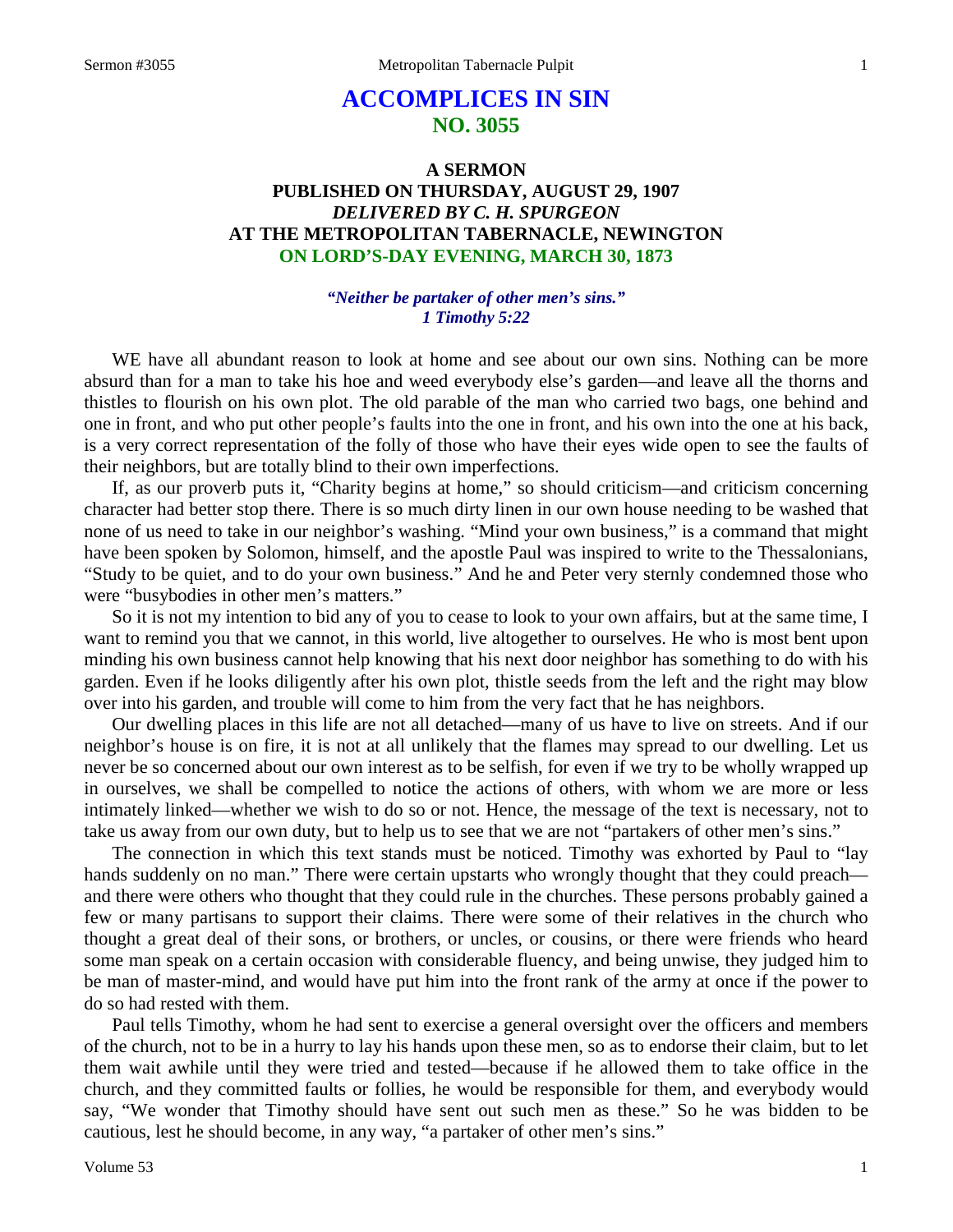# ACCOMPLICES IN SIN
## NO. 3055

### A SERMON
### PUBLISHED ON THURSDAY, AUGUST 29, 1907
### *DELIVERED BY C. H. SPURGEON*
### AT THE METROPOLITAN TABERNACLE, NEWINGTON
### ON LORD'S-DAY EVENING, MARCH 30, 1873

***"Neither be partaker of other men's sins." 1 Timothy 5:22***

WE have all abundant reason to look at home and see about our own sins. Nothing can be more absurd than for a man to take his hoe and weed everybody else's garden—and leave all the thorns and thistles to flourish on his own plot. The old parable of the man who carried two bags, one behind and one in front, and who put other people's faults into the one in front, and his own into the one at his back, is a very correct representation of the folly of those who have their eyes wide open to see the faults of their neighbors, but are totally blind to their own imperfections.

If, as our proverb puts it, "Charity begins at home," so should criticism—and criticism concerning character had better stop there. There is so much dirty linen in our own house needing to be washed that none of us need to take in our neighbor's washing. "Mind your own business," is a command that might have been spoken by Solomon, himself, and the apostle Paul was inspired to write to the Thessalonians, "Study to be quiet, and to do your own business." And he and Peter very sternly condemned those who were "busybodies in other men's matters."

So it is not my intention to bid any of you to cease to look to your own affairs, but at the same time, I want to remind you that we cannot, in this world, live altogether to ourselves. He who is most bent upon minding his own business cannot help knowing that his next door neighbor has something to do with his garden. Even if he looks diligently after his own plot, thistle seeds from the left and the right may blow over into his garden, and trouble will come to him from the very fact that he has neighbors.

Our dwelling places in this life are not all detached—many of us have to live on streets. And if our neighbor's house is on fire, it is not at all unlikely that the flames may spread to our dwelling. Let us never be so concerned about our own interest as to be selfish, for even if we try to be wholly wrapped up in ourselves, we shall be compelled to notice the actions of others, with whom we are more or less intimately linked—whether we wish to do so or not. Hence, the message of the text is necessary, not to take us away from our own duty, but to help us to see that we are not "partakers of other men's sins."

The connection in which this text stands must be noticed. Timothy was exhorted by Paul to "lay hands suddenly on no man." There were certain upstarts who wrongly thought that they could preach—and there were others who thought that they could rule in the churches. These persons probably gained a few or many partisans to support their claims. There were some of their relatives in the church who thought a great deal of their sons, or brothers, or uncles, or cousins, or there were friends who heard some man speak on a certain occasion with considerable fluency, and being unwise, they judged him to be man of master-mind, and would have put him into the front rank of the army at once if the power to do so had rested with them.

Paul tells Timothy, whom he had sent to exercise a general oversight over the officers and members of the church, not to be in a hurry to lay his hands upon these men, so as to endorse their claim, but to let them wait awhile until they were tried and tested—because if he allowed them to take office in the church, and they committed faults or follies, he would be responsible for them, and everybody would say, "We wonder that Timothy should have sent out such men as these." So he was bidden to be cautious, lest he should become, in any way, "a partaker of other men's sins."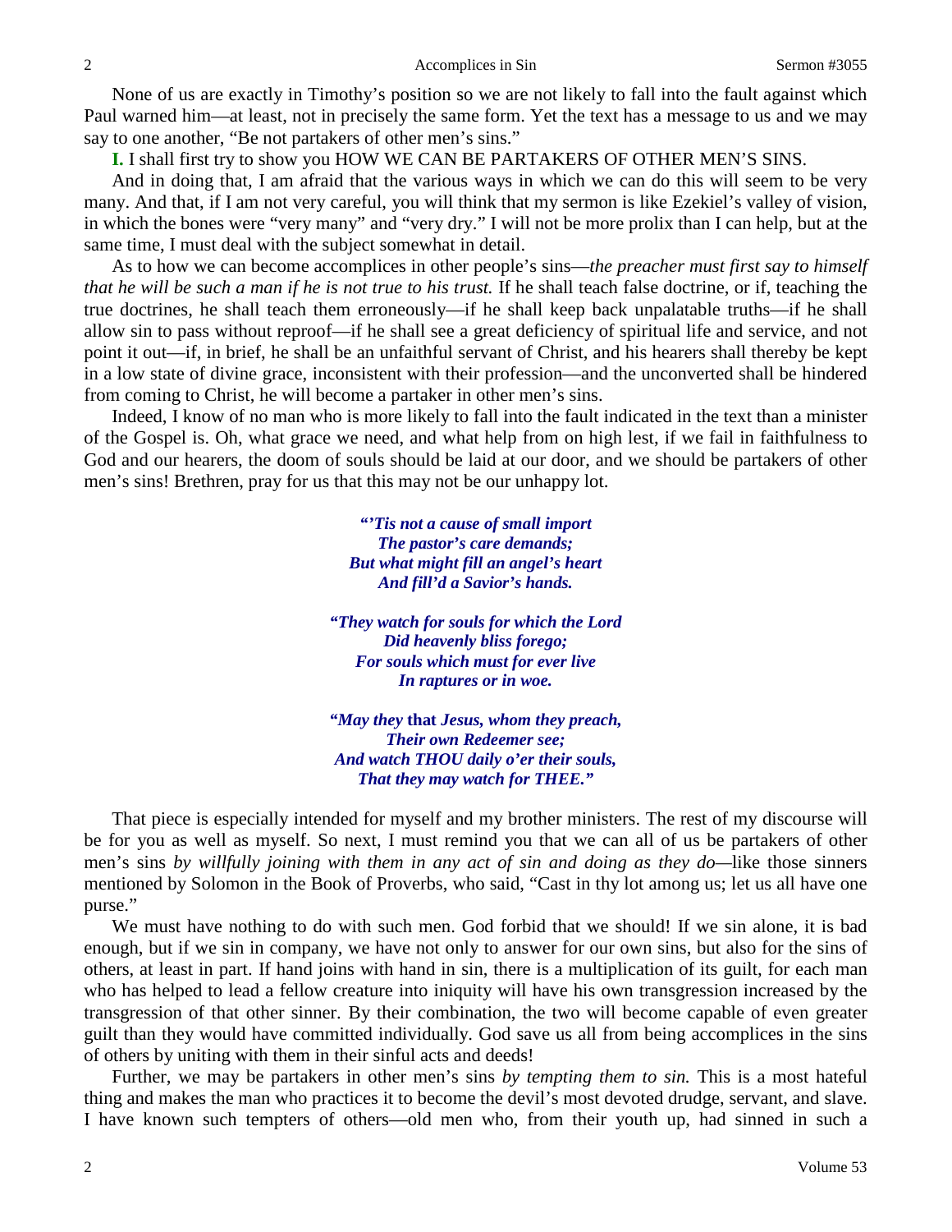None of us are exactly in Timothy's position so we are not likely to fall into the fault against which Paul warned him—at least, not in precisely the same form. Yet the text has a message to us and we may say to one another, "Be not partakers of other men's sins."

**I.** I shall first try to show you HOW WE CAN BE PARTAKERS OF OTHER MEN'S SINS.

And in doing that, I am afraid that the various ways in which we can do this will seem to be very many. And that, if I am not very careful, you will think that my sermon is like Ezekiel's valley of vision, in which the bones were "very many" and "very dry." I will not be more prolix than I can help, but at the same time, I must deal with the subject somewhat in detail.

As to how we can become accomplices in other people's sins—*the preacher must first say to himself that he will be such a man if he is not true to his trust.* If he shall teach false doctrine, or if, teaching the true doctrines, he shall teach them erroneously—if he shall keep back unpalatable truths—if he shall allow sin to pass without reproof—if he shall see a great deficiency of spiritual life and service, and not point it out—if, in brief, he shall be an unfaithful servant of Christ, and his hearers shall thereby be kept in a low state of divine grace, inconsistent with their profession—and the unconverted shall be hindered from coming to Christ, he will become a partaker in other men's sins.

Indeed, I know of no man who is more likely to fall into the fault indicated in the text than a minister of the Gospel is. Oh, what grace we need, and what help from on high lest, if we fail in faithfulness to God and our hearers, the doom of souls should be laid at our door, and we should be partakers of other men's sins! Brethren, pray for us that this may not be our unhappy lot.

> ***"'Tis not a cause of small import***
> ***The pastor's care demands;***
> ***But what might fill an angel's heart***
> ***And fill'd a Savior's hands.***
>
> ***"They watch for souls for which the Lord***
> ***Did heavenly bliss forego;***
> ***For souls which must for ever live***
> ***In raptures or in woe.***
>
> ***"May they* that *Jesus, whom they preach,***
> ***Their own Redeemer see;***
> ***And watch THOU daily o'er their souls,***
> ***That they may watch for THEE."***

That piece is especially intended for myself and my brother ministers. The rest of my discourse will be for you as well as myself. So next, I must remind you that we can all of us be partakers of other men's sins *by willfully joining with them in any act of sin and doing as they do*—like those sinners mentioned by Solomon in the Book of Proverbs, who said, "Cast in thy lot among us; let us all have one purse."

We must have nothing to do with such men. God forbid that we should! If we sin alone, it is bad enough, but if we sin in company, we have not only to answer for our own sins, but also for the sins of others, at least in part. If hand joins with hand in sin, there is a multiplication of its guilt, for each man who has helped to lead a fellow creature into iniquity will have his own transgression increased by the transgression of that other sinner. By their combination, the two will become capable of even greater guilt than they would have committed individually. God save us all from being accomplices in the sins of others by uniting with them in their sinful acts and deeds!

Further, we may be partakers in other men's sins *by tempting them to sin.* This is a most hateful thing and makes the man who practices it to become the devil's most devoted drudge, servant, and slave. I have known such tempters of others—old men who, from their youth up, had sinned in such a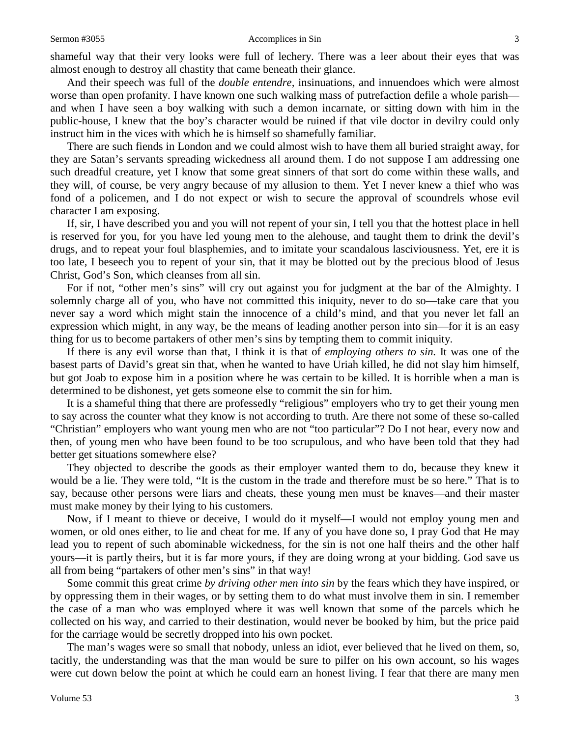shameful way that their very looks were full of lechery. There was a leer about their eyes that was almost enough to destroy all chastity that came beneath their glance.

And their speech was full of the *double entendre,* insinuations, and innuendoes which were almost worse than open profanity. I have known one such walking mass of putrefaction defile a whole parish—and when I have seen a boy walking with such a demon incarnate, or sitting down with him in the public-house, I knew that the boy's character would be ruined if that vile doctor in devilry could only instruct him in the vices with which he is himself so shamefully familiar.

There are such fiends in London and we could almost wish to have them all buried straight away, for they are Satan's servants spreading wickedness all around them. I do not suppose I am addressing one such dreadful creature, yet I know that some great sinners of that sort do come within these walls, and they will, of course, be very angry because of my allusion to them. Yet I never knew a thief who was fond of a policemen, and I do not expect or wish to secure the approval of scoundrels whose evil character I am exposing.

If, sir, I have described you and you will not repent of your sin, I tell you that the hottest place in hell is reserved for you, for you have led young men to the alehouse, and taught them to drink the devil's drugs, and to repeat your foul blasphemies, and to imitate your scandalous lasciviousness. Yet, ere it is too late, I beseech you to repent of your sin, that it may be blotted out by the precious blood of Jesus Christ, God's Son, which cleanses from all sin.

For if not, "other men's sins" will cry out against you for judgment at the bar of the Almighty. I solemnly charge all of you, who have not committed this iniquity, never to do so—take care that you never say a word which might stain the innocence of a child's mind, and that you never let fall an expression which might, in any way, be the means of leading another person into sin—for it is an easy thing for us to become partakers of other men's sins by tempting them to commit iniquity.

If there is any evil worse than that, I think it is that of *employing others to sin.* It was one of the basest parts of David's great sin that, when he wanted to have Uriah killed, he did not slay him himself, but got Joab to expose him in a position where he was certain to be killed. It is horrible when a man is determined to be dishonest, yet gets someone else to commit the sin for him.

It is a shameful thing that there are professedly "religious" employers who try to get their young men to say across the counter what they know is not according to truth. Are there not some of these so-called "Christian" employers who want young men who are not "too particular"? Do I not hear, every now and then, of young men who have been found to be too scrupulous, and who have been told that they had better get situations somewhere else?

They objected to describe the goods as their employer wanted them to do, because they knew it would be a lie. They were told, "It is the custom in the trade and therefore must be so here." That is to say, because other persons were liars and cheats, these young men must be knaves—and their master must make money by their lying to his customers.

Now, if I meant to thieve or deceive, I would do it myself—I would not employ young men and women, or old ones either, to lie and cheat for me. If any of you have done so, I pray God that He may lead you to repent of such abominable wickedness, for the sin is not one half theirs and the other half yours—it is partly theirs, but it is far more yours, if they are doing wrong at your bidding. God save us all from being "partakers of other men's sins" in that way!

Some commit this great crime *by driving other men into sin* by the fears which they have inspired, or by oppressing them in their wages, or by setting them to do what must involve them in sin. I remember the case of a man who was employed where it was well known that some of the parcels which he collected on his way, and carried to their destination, would never be booked by him, but the price paid for the carriage would be secretly dropped into his own pocket.

The man's wages were so small that nobody, unless an idiot, ever believed that he lived on them, so, tacitly, the understanding was that the man would be sure to pilfer on his own account, so his wages were cut down below the point at which he could earn an honest living. I fear that there are many men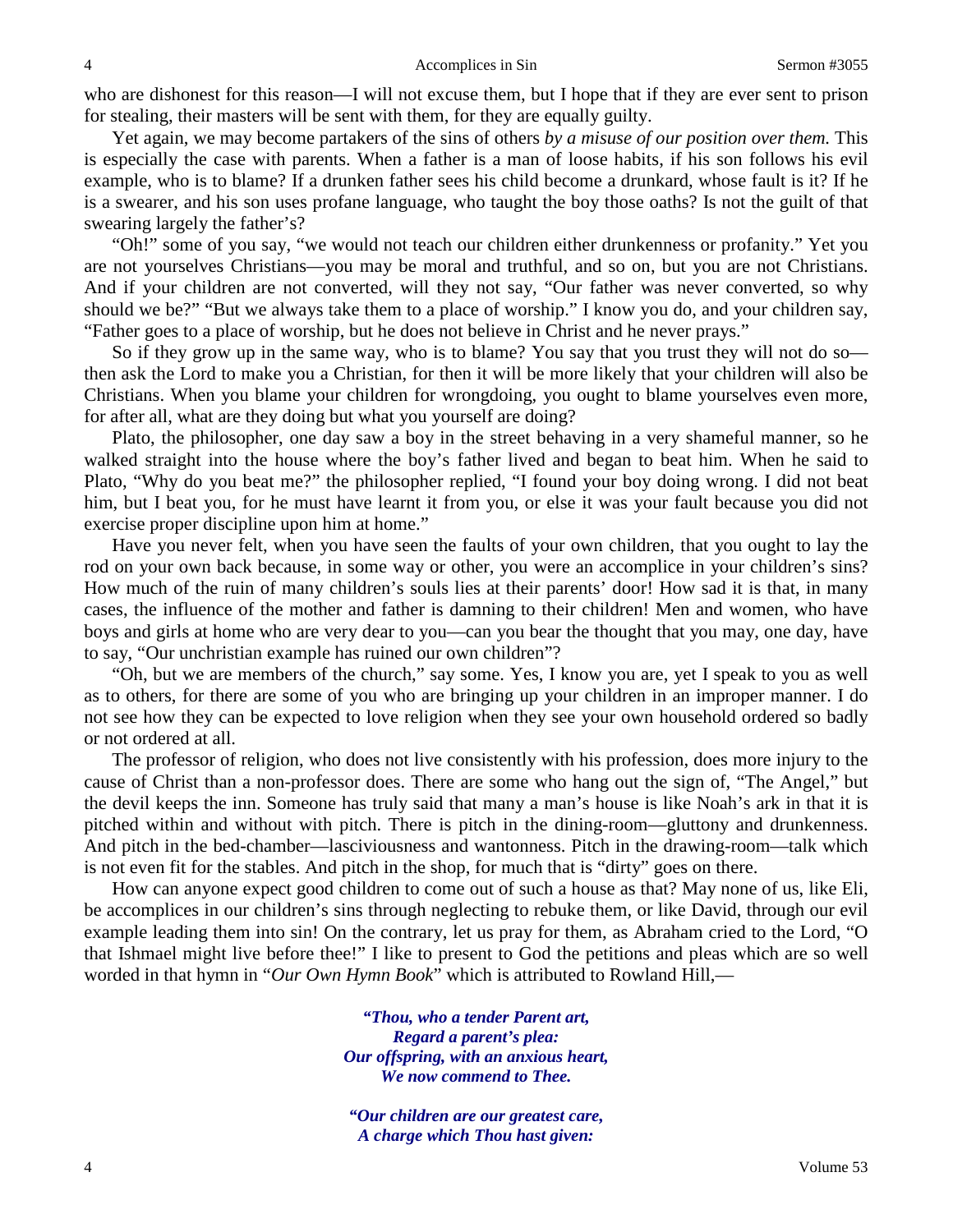who are dishonest for this reason—I will not excuse them, but I hope that if they are ever sent to prison for stealing, their masters will be sent with them, for they are equally guilty.

Yet again, we may become partakers of the sins of others *by a misuse of our position over them.* This is especially the case with parents. When a father is a man of loose habits, if his son follows his evil example, who is to blame? If a drunken father sees his child become a drunkard, whose fault is it? If he is a swearer, and his son uses profane language, who taught the boy those oaths? Is not the guilt of that swearing largely the father's?

"Oh!" some of you say, "we would not teach our children either drunkenness or profanity." Yet you are not yourselves Christians—you may be moral and truthful, and so on, but you are not Christians. And if your children are not converted, will they not say, "Our father was never converted, so why should we be?" "But we always take them to a place of worship." I know you do, and your children say, "Father goes to a place of worship, but he does not believe in Christ and he never prays."

So if they grow up in the same way, who is to blame? You say that you trust they will not do so—then ask the Lord to make you a Christian, for then it will be more likely that your children will also be Christians. When you blame your children for wrongdoing, you ought to blame yourselves even more, for after all, what are they doing but what you yourself are doing?

Plato, the philosopher, one day saw a boy in the street behaving in a very shameful manner, so he walked straight into the house where the boy's father lived and began to beat him. When he said to Plato, "Why do you beat me?" the philosopher replied, "I found your boy doing wrong. I did not beat him, but I beat you, for he must have learnt it from you, or else it was your fault because you did not exercise proper discipline upon him at home."

Have you never felt, when you have seen the faults of your own children, that you ought to lay the rod on your own back because, in some way or other, you were an accomplice in your children's sins? How much of the ruin of many children's souls lies at their parents' door! How sad it is that, in many cases, the influence of the mother and father is damning to their children! Men and women, who have boys and girls at home who are very dear to you—can you bear the thought that you may, one day, have to say, "Our unchristian example has ruined our own children"?

"Oh, but we are members of the church," say some. Yes, I know you are, yet I speak to you as well as to others, for there are some of you who are bringing up your children in an improper manner. I do not see how they can be expected to love religion when they see your own household ordered so badly or not ordered at all.

The professor of religion, who does not live consistently with his profession, does more injury to the cause of Christ than a non-professor does. There are some who hang out the sign of, "The Angel," but the devil keeps the inn. Someone has truly said that many a man's house is like Noah's ark in that it is pitched within and without with pitch. There is pitch in the dining-room—gluttony and drunkenness. And pitch in the bed-chamber—lasciviousness and wantonness. Pitch in the drawing-room—talk which is not even fit for the stables. And pitch in the shop, for much that is "dirty" goes on there.

How can anyone expect good children to come out of such a house as that? May none of us, like Eli, be accomplices in our children's sins through neglecting to rebuke them, or like David, through our evil example leading them into sin! On the contrary, let us pray for them, as Abraham cried to the Lord, "O that Ishmael might live before thee!" I like to present to God the petitions and pleas which are so well worded in that hymn in "*Our Own Hymn Book*" which is attributed to Rowland Hill,—

> ***"Thou, who a tender Parent art,***
> ***Regard a parent's plea:***
> ***Our offspring, with an anxious heart,***
> ***We now commend to Thee.***
>
> ***"Our children are our greatest care,***
> ***A charge which Thou hast given:***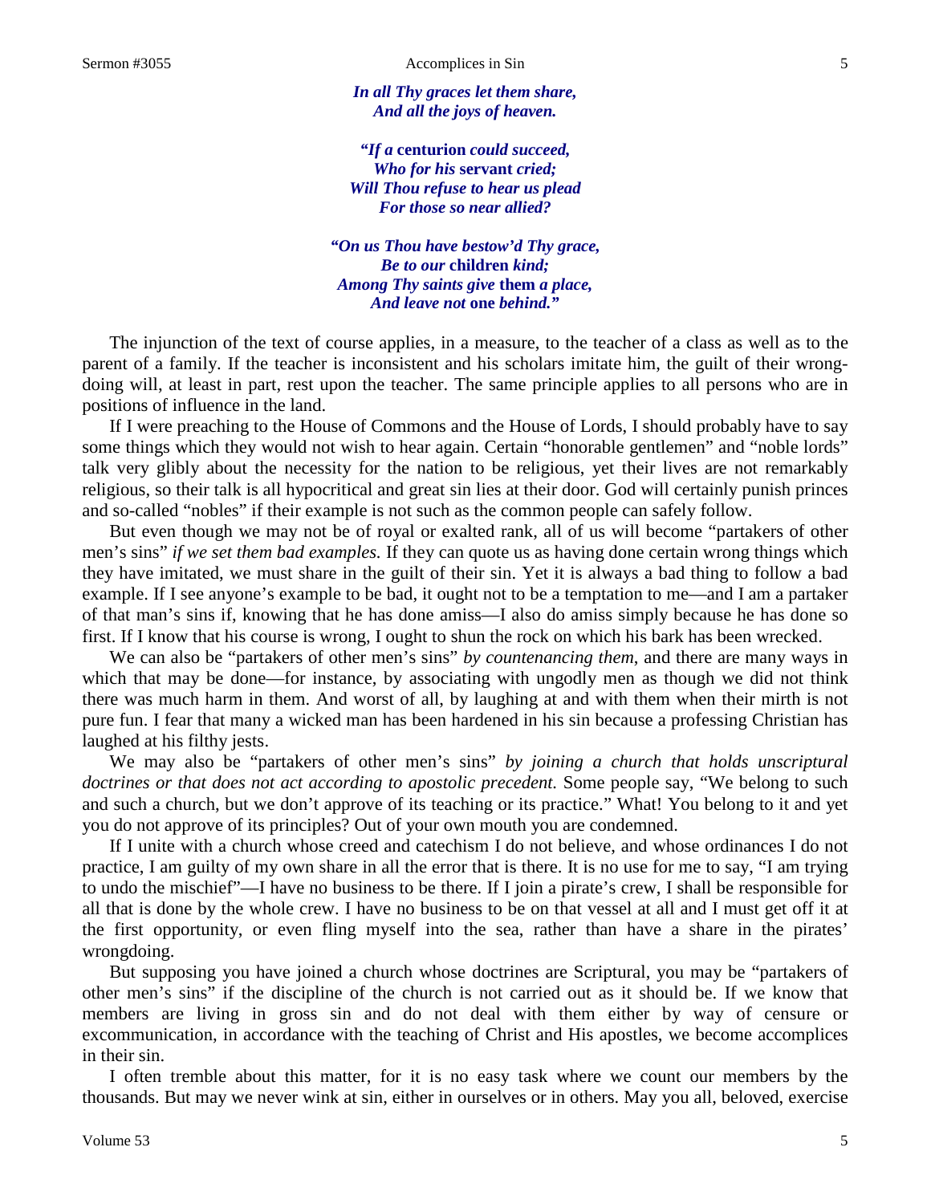*In all Thy graces let them share,*
*And all the joys of heaven.*

*"If a* **centurion** *could succeed,*
*Who for his* **servant** *cried;*
*Will Thou refuse to hear us plead*
*For those so near allied?*

*"On us Thou have bestow'd Thy grace,*
*Be to our* **children** *kind;*
*Among Thy saints give* **them** *a place,*
*And leave not* **one** *behind."*

The injunction of the text of course applies, in a measure, to the teacher of a class as well as to the parent of a family. If the teacher is inconsistent and his scholars imitate him, the guilt of their wrong-doing will, at least in part, rest upon the teacher. The same principle applies to all persons who are in positions of influence in the land.

If I were preaching to the House of Commons and the House of Lords, I should probably have to say some things which they would not wish to hear again. Certain "honorable gentlemen" and "noble lords" talk very glibly about the necessity for the nation to be religious, yet their lives are not remarkably religious, so their talk is all hypocritical and great sin lies at their door. God will certainly punish princes and so-called "nobles" if their example is not such as the common people can safely follow.

But even though we may not be of royal or exalted rank, all of us will become "partakers of other men's sins" *if we set them bad examples.* If they can quote us as having done certain wrong things which they have imitated, we must share in the guilt of their sin. Yet it is always a bad thing to follow a bad example. If I see anyone's example to be bad, it ought not to be a temptation to me—and I am a partaker of that man's sins if, knowing that he has done amiss—I also do amiss simply because he has done so first. If I know that his course is wrong, I ought to shun the rock on which his bark has been wrecked.

We can also be "partakers of other men's sins" *by countenancing them,* and there are many ways in which that may be done—for instance, by associating with ungodly men as though we did not think there was much harm in them. And worst of all, by laughing at and with them when their mirth is not pure fun. I fear that many a wicked man has been hardened in his sin because a professing Christian has laughed at his filthy jests.

We may also be "partakers of other men's sins" *by joining a church that holds unscriptural doctrines or that does not act according to apostolic precedent.* Some people say, "We belong to such and such a church, but we don't approve of its teaching or its practice." What! You belong to it and yet you do not approve of its principles? Out of your own mouth you are condemned.

If I unite with a church whose creed and catechism I do not believe, and whose ordinances I do not practice, I am guilty of my own share in all the error that is there. It is no use for me to say, "I am trying to undo the mischief"—I have no business to be there. If I join a pirate's crew, I shall be responsible for all that is done by the whole crew. I have no business to be on that vessel at all and I must get off it at the first opportunity, or even fling myself into the sea, rather than have a share in the pirates' wrongdoing.

But supposing you have joined a church whose doctrines are Scriptural, you may be "partakers of other men's sins" if the discipline of the church is not carried out as it should be. If we know that members are living in gross sin and do not deal with them either by way of censure or excommunication, in accordance with the teaching of Christ and His apostles, we become accomplices in their sin.

I often tremble about this matter, for it is no easy task where we count our members by the thousands. But may we never wink at sin, either in ourselves or in others. May you all, beloved, exercise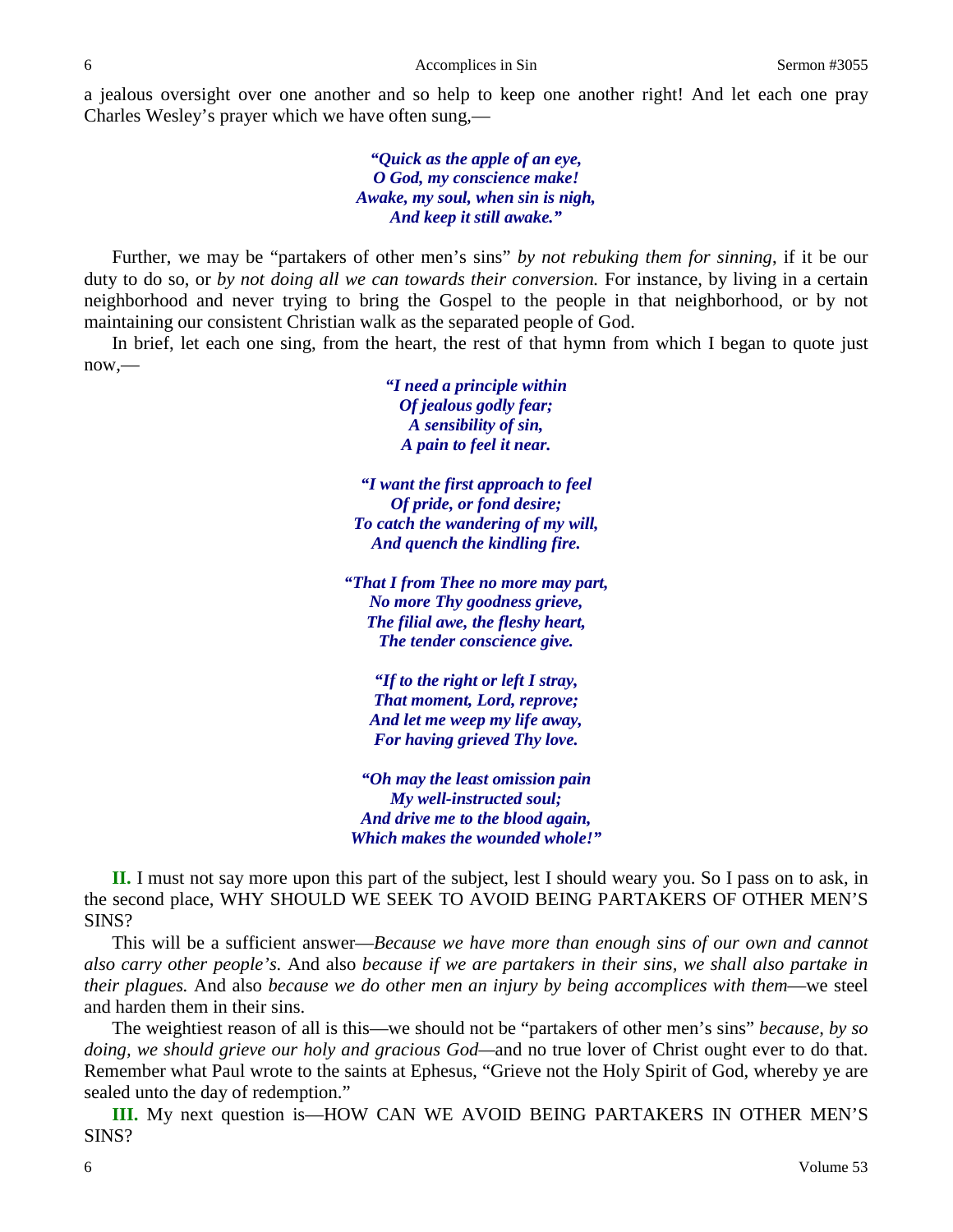a jealous oversight over one another and so help to keep one another right! And let each one pray Charles Wesley's prayer which we have often sung,—

> ***"Quick as the apple of an eye,***
> ***O God, my conscience make!***
> ***Awake, my soul, when sin is nigh,***
> ***And keep it still awake."***

Further, we may be "partakers of other men's sins" *by not rebuking them for sinning*, if it be our duty to do so, or *by not doing all we can towards their conversion.* For instance, by living in a certain neighborhood and never trying to bring the Gospel to the people in that neighborhood, or by not maintaining our consistent Christian walk as the separated people of God.

In brief, let each one sing, from the heart, the rest of that hymn from which I began to quote just now,—

> ***"I need a principle within***
> ***Of jealous godly fear;***
> ***A sensibility of sin,***
> ***A pain to feel it near.***
>
> ***"I want the first approach to feel***
> ***Of pride, or fond desire;***
> ***To catch the wandering of my will,***
> ***And quench the kindling fire.***
>
> ***"That I from Thee no more may part,***
> ***No more Thy goodness grieve,***
> ***The filial awe, the fleshy heart,***
> ***The tender conscience give.***
>
> ***"If to the right or left I stray,***
> ***That moment, Lord, reprove;***
> ***And let me weep my life away,***
> ***For having grieved Thy love.***
>
> ***"Oh may the least omission pain***
> ***My well-instructed soul;***
> ***And drive me to the blood again,***
> ***Which makes the wounded whole!"***

**II.** I must not say more upon this part of the subject, lest I should weary you. So I pass on to ask, in the second place, WHY SHOULD WE SEEK TO AVOID BEING PARTAKERS OF OTHER MEN'S SINS?

This will be a sufficient answer—*Because we have more than enough sins of our own and cannot also carry other people's.* And also *because if we are partakers in their sins, we shall also partake in their plagues.* And also *because we do other men an injury by being accomplices with them*—we steel and harden them in their sins.

The weightiest reason of all is this—we should not be "partakers of other men's sins" *because, by so doing, we should grieve our holy and gracious God*—and no true lover of Christ ought ever to do that. Remember what Paul wrote to the saints at Ephesus, "Grieve not the Holy Spirit of God, whereby ye are sealed unto the day of redemption."

**III.** My next question is—HOW CAN WE AVOID BEING PARTAKERS IN OTHER MEN'S SINS?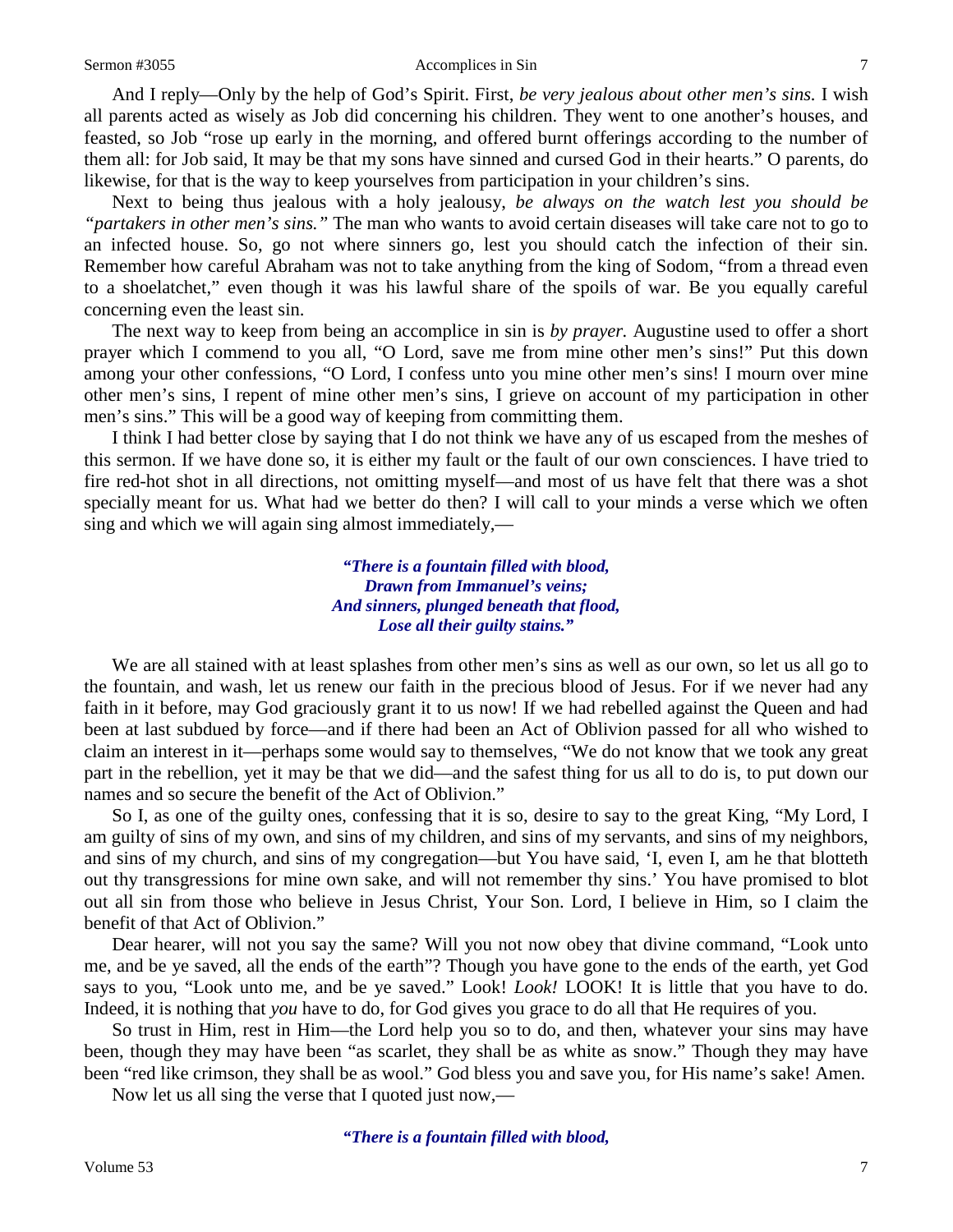And I reply—Only by the help of God's Spirit. First, *be very jealous about other men's sins.* I wish all parents acted as wisely as Job did concerning his children. They went to one another's houses, and feasted, so Job "rose up early in the morning, and offered burnt offerings according to the number of them all: for Job said, It may be that my sons have sinned and cursed God in their hearts." O parents, do likewise, for that is the way to keep yourselves from participation in your children's sins.

Next to being thus jealous with a holy jealousy, *be always on the watch lest you should be "partakers in other men's sins."* The man who wants to avoid certain diseases will take care not to go to an infected house. So, go not where sinners go, lest you should catch the infection of their sin. Remember how careful Abraham was not to take anything from the king of Sodom, "from a thread even to a shoelatchet," even though it was his lawful share of the spoils of war. Be you equally careful concerning even the least sin.

The next way to keep from being an accomplice in sin is *by prayer.* Augustine used to offer a short prayer which I commend to you all, "O Lord, save me from mine other men's sins!" Put this down among your other confessions, "O Lord, I confess unto you mine other men's sins! I mourn over mine other men's sins, I repent of mine other men's sins, I grieve on account of my participation in other men's sins." This will be a good way of keeping from committing them.

I think I had better close by saying that I do not think we have any of us escaped from the meshes of this sermon. If we have done so, it is either my fault or the fault of our own consciences. I have tried to fire red-hot shot in all directions, not omitting myself—and most of us have felt that there was a shot specially meant for us. What had we better do then? I will call to your minds a verse which we often sing and which we will again sing almost immediately,—

> ***"There is a fountain filled with blood,***
> ***Drawn from Immanuel's veins;***
> ***And sinners, plunged beneath that flood,***
> ***Lose all their guilty stains."***

We are all stained with at least splashes from other men's sins as well as our own, so let us all go to the fountain, and wash, let us renew our faith in the precious blood of Jesus. For if we never had any faith in it before, may God graciously grant it to us now! If we had rebelled against the Queen and had been at last subdued by force—and if there had been an Act of Oblivion passed for all who wished to claim an interest in it—perhaps some would say to themselves, "We do not know that we took any great part in the rebellion, yet it may be that we did—and the safest thing for us all to do is, to put down our names and so secure the benefit of the Act of Oblivion."

So I, as one of the guilty ones, confessing that it is so, desire to say to the great King, "My Lord, I am guilty of sins of my own, and sins of my children, and sins of my servants, and sins of my neighbors, and sins of my church, and sins of my congregation—but You have said, 'I, even I, am he that blotteth out thy transgressions for mine own sake, and will not remember thy sins.' You have promised to blot out all sin from those who believe in Jesus Christ, Your Son. Lord, I believe in Him, so I claim the benefit of that Act of Oblivion."

Dear hearer, will not you say the same? Will you not now obey that divine command, "Look unto me, and be ye saved, all the ends of the earth"? Though you have gone to the ends of the earth, yet God says to you, "Look unto me, and be ye saved." Look! *Look!* LOOK! It is little that you have to do. Indeed, it is nothing that *you* have to do, for God gives you grace to do all that He requires of you.

So trust in Him, rest in Him—the Lord help you so to do, and then, whatever your sins may have been, though they may have been "as scarlet, they shall be as white as snow." Though they may have been "red like crimson, they shall be as wool." God bless you and save you, for His name's sake! Amen.

Now let us all sing the verse that I quoted just now,—

> ***"There is a fountain filled with blood,***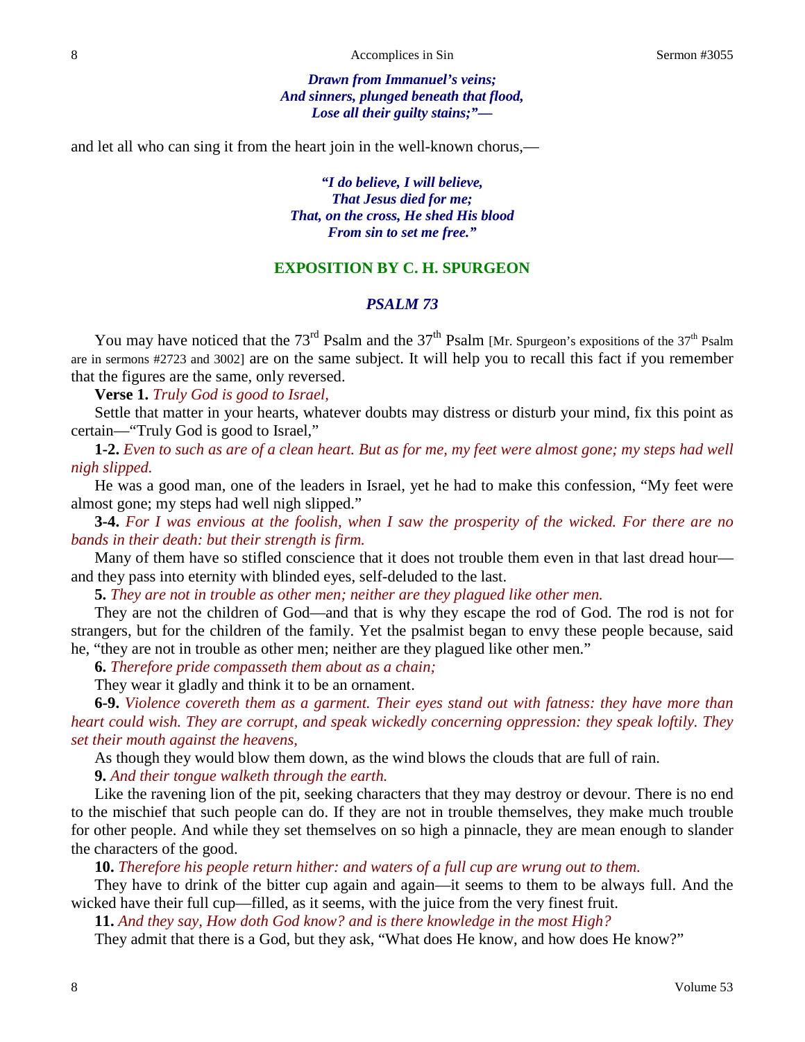*Drawn from Immanuel's veins;*
*And sinners, plunged beneath that flood,*
*Lose all their guilty stains;"—*

and let all who can sing it from the heart join in the well-known chorus,—

*"I do believe, I will believe,*
*That Jesus died for me;*
*That, on the cross, He shed His blood*
*From sin to set me free."*

## EXPOSITION BY C. H. SPURGEON

### *PSALM 73*

You may have noticed that the 73rd Psalm and the 37th Psalm [Mr. Spurgeon's expositions of the 37th Psalm are in sermons #2723 and 3002] are on the same subject. It will help you to recall this fact if you remember that the figures are the same, only reversed.

**Verse 1.** *Truly God is good to Israel,*

Settle that matter in your hearts, whatever doubts may distress or disturb your mind, fix this point as certain—"Truly God is good to Israel,"

**1-2.** *Even to such as are of a clean heart. But as for me, my feet were almost gone; my steps had well nigh slipped.*

He was a good man, one of the leaders in Israel, yet he had to make this confession, "My feet were almost gone; my steps had well nigh slipped."

**3-4.** *For I was envious at the foolish, when I saw the prosperity of the wicked. For there are no bands in their death: but their strength is firm.*

Many of them have so stifled conscience that it does not trouble them even in that last dread hour—and they pass into eternity with blinded eyes, self-deluded to the last.

**5.** *They are not in trouble as other men; neither are they plagued like other men.*

They are not the children of God—and that is why they escape the rod of God. The rod is not for strangers, but for the children of the family. Yet the psalmist began to envy these people because, said he, "they are not in trouble as other men; neither are they plagued like other men."

**6.** *Therefore pride compasseth them about as a chain;*

They wear it gladly and think it to be an ornament.

**6-9.** *Violence covereth them as a garment. Their eyes stand out with fatness: they have more than heart could wish. They are corrupt, and speak wickedly concerning oppression: they speak loftily. They set their mouth against the heavens,*

As though they would blow them down, as the wind blows the clouds that are full of rain.

**9.** *And their tongue walketh through the earth.*

Like the ravening lion of the pit, seeking characters that they may destroy or devour. There is no end to the mischief that such people can do. If they are not in trouble themselves, they make much trouble for other people. And while they set themselves on so high a pinnacle, they are mean enough to slander the characters of the good.

**10.** *Therefore his people return hither: and waters of a full cup are wrung out to them.*

They have to drink of the bitter cup again and again—it seems to them to be always full. And the wicked have their full cup—filled, as it seems, with the juice from the very finest fruit.

**11.** *And they say, How doth God know? and is there knowledge in the most High?*

They admit that there is a God, but they ask, "What does He know, and how does He know?"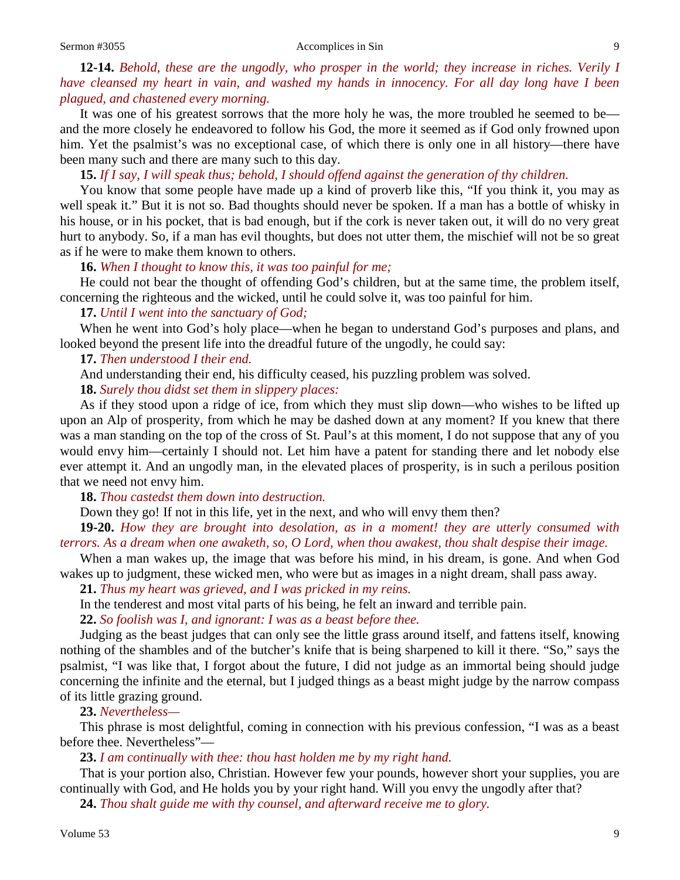**12-14.** *Behold, these are the ungodly, who prosper in the world; they increase in riches. Verily I have cleansed my heart in vain, and washed my hands in innocency. For all day long have I been plagued, and chastened every morning.*

It was one of his greatest sorrows that the more holy he was, the more troubled he seemed to be—and the more closely he endeavored to follow his God, the more it seemed as if God only frowned upon him. Yet the psalmist's was no exceptional case, of which there is only one in all history—there have been many such and there are many such to this day.

**15.** *If I say, I will speak thus; behold, I should offend against the generation of thy children.*

You know that some people have made up a kind of proverb like this, "If you think it, you may as well speak it." But it is not so. Bad thoughts should never be spoken. If a man has a bottle of whisky in his house, or in his pocket, that is bad enough, but if the cork is never taken out, it will do no very great hurt to anybody. So, if a man has evil thoughts, but does not utter them, the mischief will not be so great as if he were to make them known to others.

**16.** *When I thought to know this, it was too painful for me;*

He could not bear the thought of offending God's children, but at the same time, the problem itself, concerning the righteous and the wicked, until he could solve it, was too painful for him.

**17.** *Until I went into the sanctuary of God;*

When he went into God's holy place—when he began to understand God's purposes and plans, and looked beyond the present life into the dreadful future of the ungodly, he could say:

**17.** *Then understood I their end.*

And understanding their end, his difficulty ceased, his puzzling problem was solved.

**18.** *Surely thou didst set them in slippery places:*

As if they stood upon a ridge of ice, from which they must slip down—who wishes to be lifted up upon an Alp of prosperity, from which he may be dashed down at any moment? If you knew that there was a man standing on the top of the cross of St. Paul's at this moment, I do not suppose that any of you would envy him—certainly I should not. Let him have a patent for standing there and let nobody else ever attempt it. And an ungodly man, in the elevated places of prosperity, is in such a perilous position that we need not envy him.

**18.** *Thou castedst them down into destruction.*

Down they go! If not in this life, yet in the next, and who will envy them then?

**19-20.** *How they are brought into desolation, as in a moment! they are utterly consumed with terrors. As a dream when one awaketh, so, O Lord, when thou awakest, thou shalt despise their image.*

When a man wakes up, the image that was before his mind, in his dream, is gone. And when God wakes up to judgment, these wicked men, who were but as images in a night dream, shall pass away.

**21.** *Thus my heart was grieved, and I was pricked in my reins.*

In the tenderest and most vital parts of his being, he felt an inward and terrible pain.

**22.** *So foolish was I, and ignorant: I was as a beast before thee.*

Judging as the beast judges that can only see the little grass around itself, and fattens itself, knowing nothing of the shambles and of the butcher's knife that is being sharpened to kill it there. "So," says the psalmist, "I was like that, I forgot about the future, I did not judge as an immortal being should judge concerning the infinite and the eternal, but I judged things as a beast might judge by the narrow compass of its little grazing ground.

**23.** *Nevertheless—*

This phrase is most delightful, coming in connection with his previous confession, "I was as a beast before thee. Nevertheless"—

**23.** *I am continually with thee: thou hast holden me by my right hand.*

That is your portion also, Christian. However few your pounds, however short your supplies, you are continually with God, and He holds you by your right hand. Will you envy the ungodly after that?

**24.** *Thou shalt guide me with thy counsel, and afterward receive me to glory.*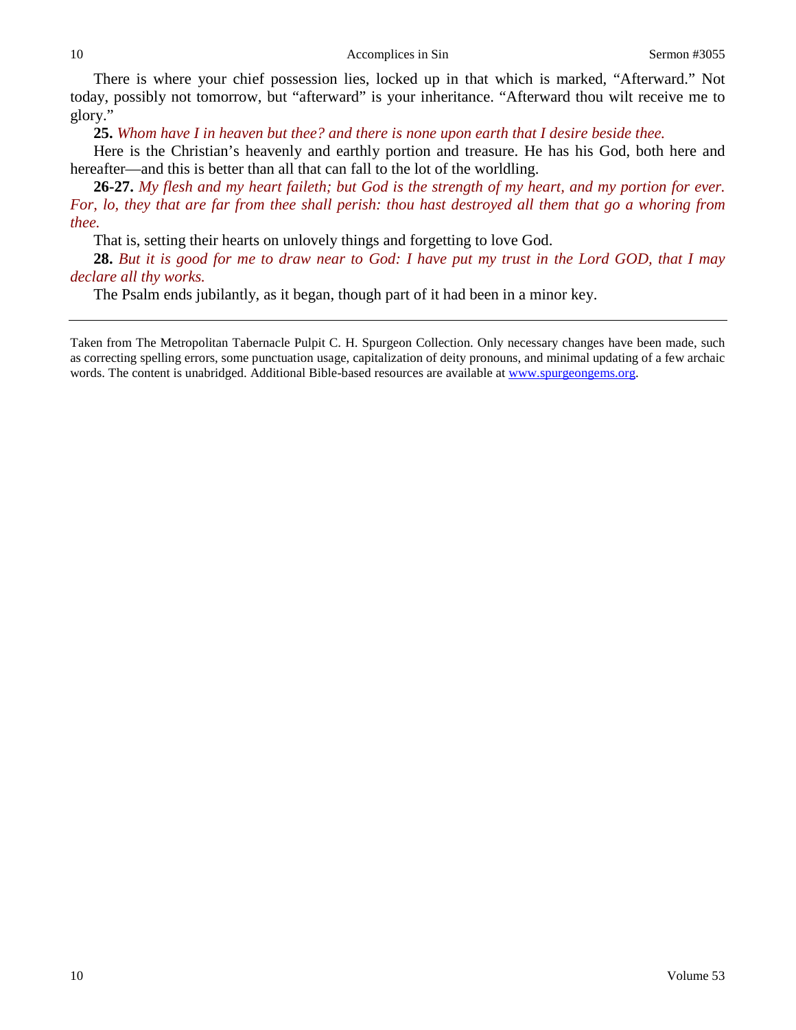There is where your chief possession lies, locked up in that which is marked, "Afterward." Not today, possibly not tomorrow, but "afterward" is your inheritance. "Afterward thou wilt receive me to glory."

**25.** *Whom have I in heaven but thee? and there is none upon earth that I desire beside thee.*

Here is the Christian's heavenly and earthly portion and treasure. He has his God, both here and hereafter—and this is better than all that can fall to the lot of the worldling.

**26-27.** *My flesh and my heart faileth; but God is the strength of my heart, and my portion for ever. For, lo, they that are far from thee shall perish: thou hast destroyed all them that go a whoring from thee.*

That is, setting their hearts on unlovely things and forgetting to love God.

**28.** *But it is good for me to draw near to God: I have put my trust in the Lord GOD, that I may declare all thy works.*

The Psalm ends jubilantly, as it began, though part of it had been in a minor key.

---

Taken from The Metropolitan Tabernacle Pulpit C. H. Spurgeon Collection. Only necessary changes have been made, such as correcting spelling errors, some punctuation usage, capitalization of deity pronouns, and minimal updating of a few archaic words. The content is unabridged. Additional Bible-based resources are available at [www.spurgeongems.org](http://www.spurgeongems.org).